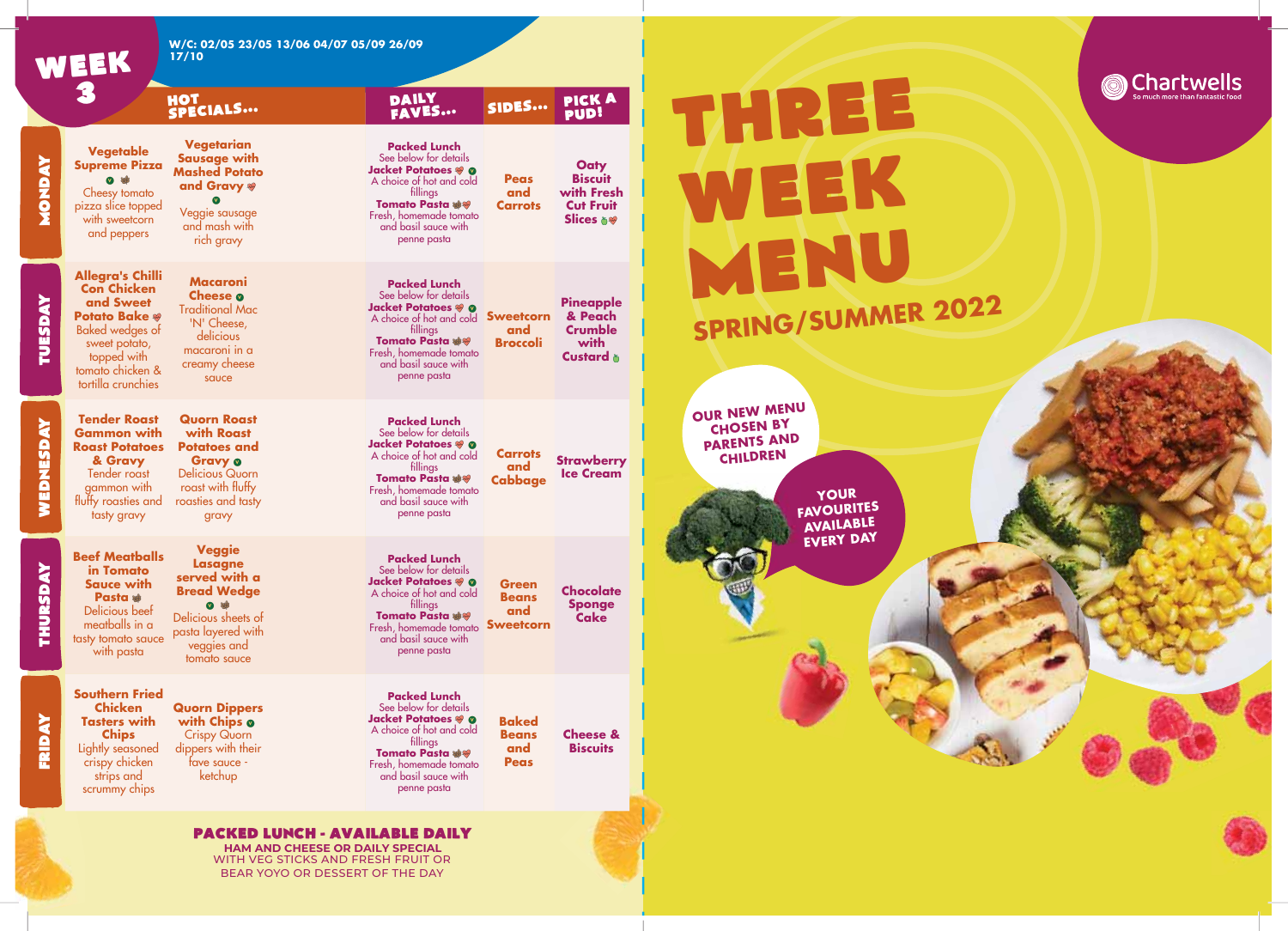# WEEK 3

W/C: 02/05 23/05 13/06 04/07 05/09 26/09 17/10

| | HOT SPECIALS... | | DAILY FAVES... | SIDES... | PICK A PUD! |
|---|---|---|---|---|---|
| **MONDAY** | **Vegetable Supreme Pizza** Cheesy tomato pizza slice topped with sweetcorn and peppers | **Vegetarian Sausage with Mashed Potato and Gravy** Veggie sausage and mash with rich gravy | **Packed Lunch** See below for details **Jacket Potatoes** A choice of hot and cold fillings **Tomato Pasta** Fresh, homemade tomato and basil sauce with penne pasta | **Peas and Carrots** | **Oaty Biscuit with Fresh Cut Fruit Slices** |
| **TUESDAY** | **Allegra's Chilli Con Chicken and Sweet Potato Bake** Baked wedges of sweet potato, topped with tomato chicken & tortilla crunchies | **Macaroni Cheese** Traditional Mac 'N' Cheese, delicious macaroni in a creamy cheese sauce | **Packed Lunch** See below for details **Jacket Potatoes** A choice of hot and cold fillings **Tomato Pasta** Fresh, homemade tomato and basil sauce with penne pasta | **Sweetcorn and Broccoli** | **Pineapple & Peach Crumble with Custard** |
| **WEDNESDAY** | **Tender Roast Gammon with Roast Potatoes & Gravy** Tender roast gammon with fluffy roasties and tasty gravy | **Quorn Roast with Roast Potatoes and Gravy** Delicious Quorn roast with fluffy roasties and tasty gravy | **Packed Lunch** See below for details **Jacket Potatoes** A choice of hot and cold fillings **Tomato Pasta** Fresh, homemade tomato and basil sauce with penne pasta | **Carrots and Cabbage** | **Strawberry Ice Cream** |
| **THURSDAY** | **Beef Meatballs in Tomato Sauce with Pasta** Delicious beef meatballs in a tasty tomato sauce with pasta | **Veggie Lasagne served with a Bread Wedge** Delicious sheets of pasta layered with veggies and tomato sauce | **Packed Lunch** See below for details **Jacket Potatoes** A choice of hot and cold fillings **Tomato Pasta** Fresh, homemade tomato and basil sauce with penne pasta | **Green Beans and Sweetcorn** | **Chocolate Sponge Cake** |
| **FRIDAY** | **Southern Fried Chicken Tasters with Chips** Lightly seasoned crispy chicken strips and scrummy chips | **Quorn Dippers with Chips** Crispy Quorn dippers with their fave sauce - ketchup | **Packed Lunch** See below for details **Jacket Potatoes** A choice of hot and cold fillings **Tomato Pasta** Fresh, homemade tomato and basil sauce with penne pasta | **Baked Beans and Peas** | **Cheese & Biscuits** |

## PACKED LUNCH - AVAILABLE DAILY

**HAM AND CHEESE OR DAILY SPECIAL**
WITH VEG STICKS AND FRESH FRUIT OR BEAR YOYO OR DESSERT OF THE DAY

# THREE WEEK MENU

## SPRING/SUMMER 2022

Chartwells
So much more than fantastic food

OUR NEW MENU CHOSEN BY PARENTS AND CHILDREN

YOUR FAVOURITES AVAILABLE EVERY DAY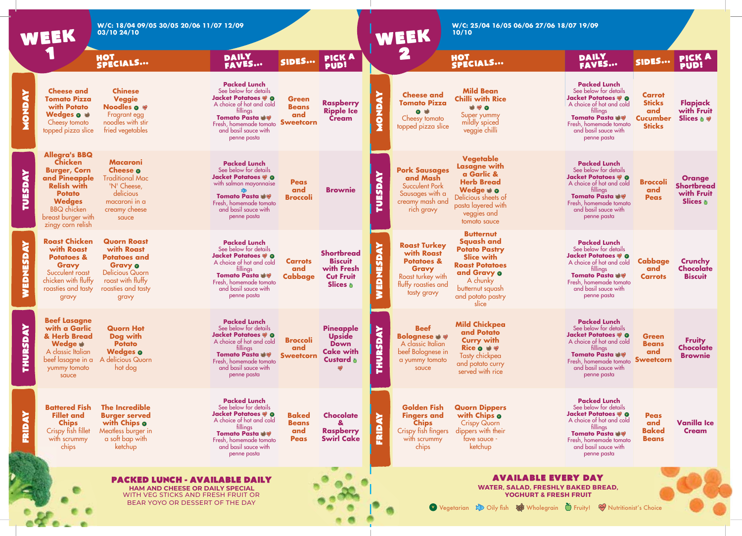# WEEK 1

W/C: 18/04 09/05 30/05 20/06 11/07 12/09 03/10 24/10

| | HOT SPECIALS... | | DAILY FAVES... | SIDES... | PICK A PUD! |
|---|---|---|---|---|---|
| MONDAY | **Cheese and Tomato Pizza with Potato Wedges** Cheesy tomato topped pizza slice | **Chinese Veggie Noodles** Fragrant egg noodles with stir fried vegetables | **Packed Lunch** See below for details **Jacket Potatoes** A choice of hot and cold fillings **Tomato Pasta** Fresh, homemade tomato and basil sauce with penne pasta | **Green Beans and Sweetcorn** | **Raspberry Ripple Ice Cream** |
| TUESDAY | **Allegra's BBQ Chicken Burger, Corn and Pineapple Relish with Potato Wedges** BBQ chicken breast burger with zingy corn relish | **Macaroni Cheese** Traditional Mac 'N' Cheese, delicious macaroni in a creamy cheese sauce | **Packed Lunch** See below for details **Jacket Potatoes** with salmon mayonnaise **Tomato Pasta** Fresh, homemade tomato and basil sauce with penne pasta | **Peas and Broccoli** | **Brownie** |
| WEDNESDAY | **Roast Chicken with Roast Potatoes & Gravy** Succulent roast chicken with fluffy roasties and tasty gravy | **Quorn Roast with Roast Potatoes and Gravy** Delicious Quorn roast with fluffy roasties and tasty gravy | **Packed Lunch** See below for details **Jacket Potatoes** A choice of hot and cold fillings **Tomato Pasta** Fresh, homemade tomato and basil sauce with penne pasta | **Carrots and Cabbage** | **Shortbread Biscuit with Fresh Cut Fruit Slices** |
| THURSDAY | **Beef Lasagne with a Garlic & Herb Bread Wedge** A classic Italian beef lasagne in a yummy tomato sauce | **Quorn Hot Dog with Potato Wedges** A delicious Quorn hot dog | **Packed Lunch** See below for details **Jacket Potatoes** A choice of hot and cold fillings **Tomato Pasta** Fresh, homemade tomato and basil sauce with penne pasta | **Broccoli and Sweetcorn** | **Pineapple Upside Down Cake with Custard** |
| FRIDAY | **Battered Fish Fillet and Chips** Crispy fish fillet with scrummy chips | **The Incredible Burger served with Chips** Meatless burger in a soft bap with ketchup | **Packed Lunch** See below for details **Jacket Potatoes** A choice of hot and cold fillings **Tomato Pasta** Fresh, homemade tomato and basil sauce with penne pasta | **Baked Beans and Peas** | **Chocolate & Raspberry Swirl Cake** |

## PACKED LUNCH - AVAILABLE DAILY

HAM AND CHEESE OR DAILY SPECIAL
WITH VEG STICKS AND FRESH FRUIT OR
BEAR YOYO OR DESSERT OF THE DAY

# WEEK 2

W/C: 25/04 16/05 06/06 27/06 18/07 19/09 10/10

| | HOT SPECIALS... | | DAILY FAVES... | SIDES... | PICK A PUD! |
|---|---|---|---|---|---|
| MONDAY | **Cheese and Tomato Pizza** Cheesy tomato topped pizza slice | **Mild Bean Chilli with Rice** Super yummy mildly spiced veggie chilli | **Packed Lunch** See below for details **Jacket Potatoes** A choice of hot and cold fillings **Tomato Pasta** Fresh, homemade tomato and basil sauce with penne pasta | **Carrot Sticks and Cucumber Sticks** | **Flapjack with Fruit Slices** |
| TUESDAY | **Pork Sausages and Mash** Succulent Pork Sausages with a creamy mash and rich gravy | **Vegetable Lasagne with a Garlic & Herb Bread Wedge** Delicious sheets of pasta layered with veggies and tomato sauce | **Packed Lunch** See below for details **Jacket Potatoes** A choice of hot and cold fillings **Tomato Pasta** Fresh, homemade tomato and basil sauce with penne pasta | **Broccoli and Peas** | **Orange Shortbread with Fruit Slices** |
| WEDNESDAY | **Roast Turkey with Roast Potatoes & Gravy** Roast turkey with fluffy roasties and tasty gravy | **Butternut Squash and Potato Pastry Slice with Roast Potatoes and Gravy** A chunky butternut squash and potato pastry slice | **Packed Lunch** See below for details **Jacket Potatoes** A choice of hot and cold fillings **Tomato Pasta** Fresh, homemade tomato and basil sauce with penne pasta | **Cabbage and Carrots** | **Crunchy Chocolate Biscuit** |
| THURSDAY | **Beef Bolognese** A classic Italian beef Bolognese in a yummy tomato sauce | **Mild Chickpea and Potato Curry with Rice** Tasty chickpea and potato curry served with rice | **Packed Lunch** See below for details **Jacket Potatoes** A choice of hot and cold fillings **Tomato Pasta** Fresh, homemade tomato and basil sauce with penne pasta | **Green Beans and Sweetcorn** | **Fruity Chocolate Brownie** |
| FRIDAY | **Golden Fish Fingers and Chips** Crispy fish fingers with scrummy chips | **Quorn Dippers with Chips** Crispy Quorn dippers with their fave sauce - ketchup | **Packed Lunch** See below for details **Jacket Potatoes** A choice of hot and cold fillings **Tomato Pasta** Fresh, homemade tomato and basil sauce with penne pasta | **Peas and Baked Beans** | **Vanilla Ice Cream** |

## AVAILABLE EVERY DAY

WATER, SALAD, FRESHLY BAKED BREAD,
YOGHURT & FRESH FRUIT

Vegetarian · Oily fish · Wholegrain · Fruity! · Nutritionist's Choice